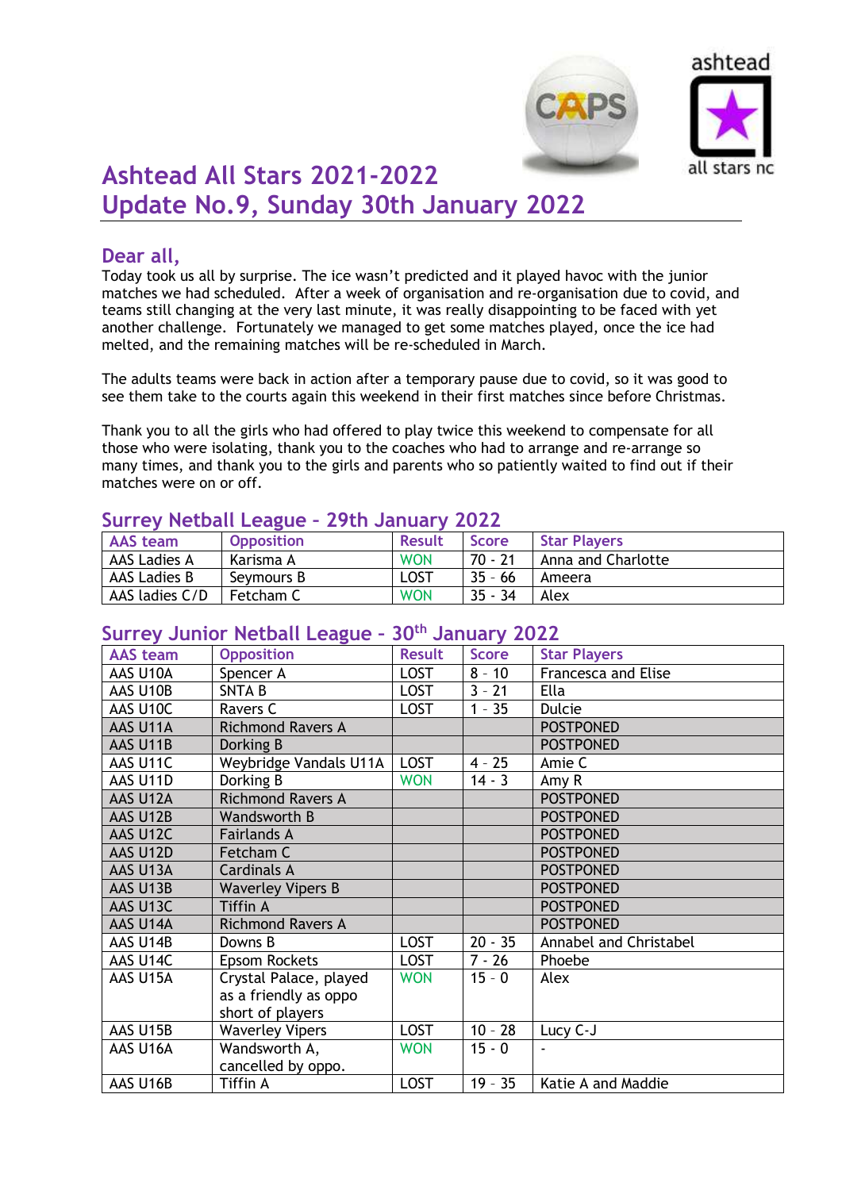# Ashtead All Stars 2021-2022
# Update No.9, Sunday 30th January 2022

## Dear all,

Today took us all by surprise. The ice wasn't predicted and it played havoc with the junior matches we had scheduled. After a week of organisation and re-organisation due to covid, and teams still changing at the very last minute, it was really disappointing to be faced with yet another challenge. Fortunately we managed to get some matches played, once the ice had melted, and the remaining matches will be re-scheduled in March.

The adults teams were back in action after a temporary pause due to covid, so it was good to see them take to the courts again this weekend in their first matches since before Christmas.

Thank you to all the girls who had offered to play twice this weekend to compensate for all those who were isolating, thank you to the coaches who had to arrange and re-arrange so many times, and thank you to the girls and parents who so patiently waited to find out if their matches were on or off.

## Surrey Netball League – 29th January 2022

| AAS team | Opposition | Result | Score | Star Players |
|---|---|---|---|---|
| AAS Ladies A | Karisma A | WON | 70 - 21 | Anna and Charlotte |
| AAS Ladies B | Seymours B | LOST | 35 - 66 | Ameera |
| AAS ladies C/D | Fetcham C | WON | 35 - 34 | Alex |

## Surrey Junior Netball League – 30th January 2022

| AAS team | Opposition | Result | Score | Star Players |
|---|---|---|---|---|
| AAS U10A | Spencer A | LOST | 8 - 10 | Francesca and Elise |
| AAS U10B | SNTA B | LOST | 3 - 21 | Ella |
| AAS U10C | Ravers C | LOST | 1 - 35 | Dulcie |
| AAS U11A | Richmond Ravers A | | | POSTPONED |
| AAS U11B | Dorking B | | | POSTPONED |
| AAS U11C | Weybridge Vandals U11A | LOST | 4 - 25 | Amie C |
| AAS U11D | Dorking B | WON | 14 - 3 | Amy R |
| AAS U12A | Richmond Ravers A | | | POSTPONED |
| AAS U12B | Wandsworth B | | | POSTPONED |
| AAS U12C | Fairlands A | | | POSTPONED |
| AAS U12D | Fetcham C | | | POSTPONED |
| AAS U13A | Cardinals A | | | POSTPONED |
| AAS U13B | Waverley Vipers B | | | POSTPONED |
| AAS U13C | Tiffin A | | | POSTPONED |
| AAS U14A | Richmond Ravers A | | | POSTPONED |
| AAS U14B | Downs B | LOST | 20 - 35 | Annabel and Christabel |
| AAS U14C | Epsom Rockets | LOST | 7 - 26 | Phoebe |
| AAS U15A | Crystal Palace, played as a friendly as oppo short of players | WON | 15 - 0 | Alex |
| AAS U15B | Waverley Vipers | LOST | 10 - 28 | Lucy C-J |
| AAS U16A | Wandsworth A, cancelled by oppo. | WON | 15 - 0 | - |
| AAS U16B | Tiffin A | LOST | 19 - 35 | Katie A and Maddie |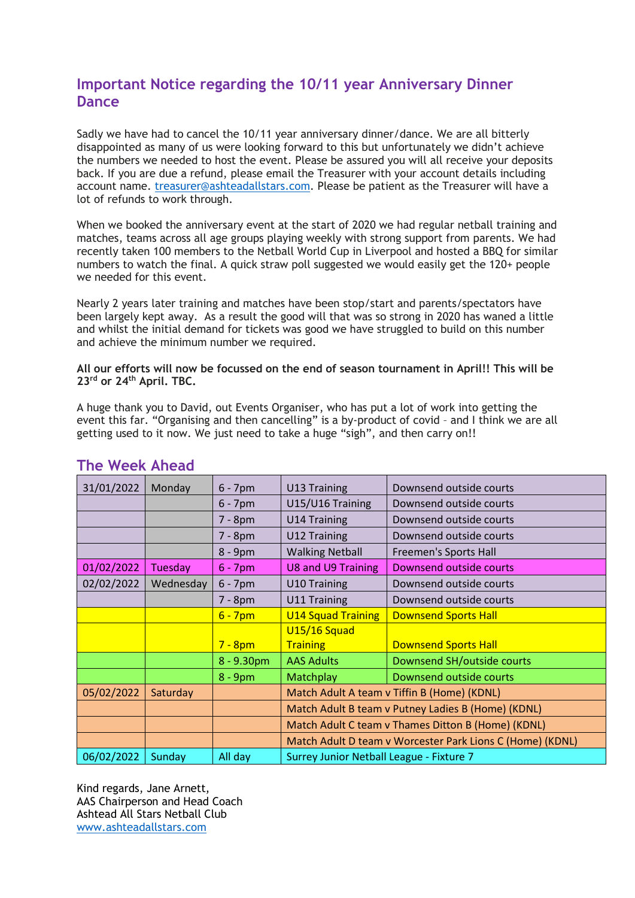## Important Notice regarding the 10/11 year Anniversary Dinner Dance

Sadly we have had to cancel the 10/11 year anniversary dinner/dance. We are all bitterly disappointed as many of us were looking forward to this but unfortunately we didn't achieve the numbers we needed to host the event. Please be assured you will all receive your deposits back. If you are due a refund, please email the Treasurer with your account details including account name. [treasurer@ashteadallstars.com](mailto:treasurer@ashteadallstars.com). Please be patient as the Treasurer will have a lot of refunds to work through.

When we booked the anniversary event at the start of 2020 we had regular netball training and matches, teams across all age groups playing weekly with strong support from parents. We had recently taken 100 members to the Netball World Cup in Liverpool and hosted a BBQ for similar numbers to watch the final. A quick straw poll suggested we would easily get the 120+ people we needed for this event.

Nearly 2 years later training and matches have been stop/start and parents/spectators have been largely kept away. As a result the good will that was so strong in 2020 has waned a little and whilst the initial demand for tickets was good we have struggled to build on this number and achieve the minimum number we required.

**All our efforts will now be focussed on the end of season tournament in April!! This will be 23rd or 24th April. TBC.**

A huge thank you to David, out Events Organiser, who has put a lot of work into getting the event this far. "Organising and then cancelling" is a by-product of covid – and I think we are all getting used to it now. We just need to take a huge "sigh", and then carry on!!

## The Week Ahead

| | | | | |
|---|---|---|---|---|
| 31/01/2022 | Monday | 6 - 7pm | U13 Training | Downsend outside courts |
| | | 6 - 7pm | U15/U16 Training | Downsend outside courts |
| | | 7 - 8pm | U14 Training | Downsend outside courts |
| | | 7 - 8pm | U12 Training | Downsend outside courts |
| | | 8 - 9pm | Walking Netball | Freemen's Sports Hall |
| 01/02/2022 | Tuesday | 6 - 7pm | U8 and U9 Training | Downsend outside courts |
| 02/02/2022 | Wednesday | 6 - 7pm | U10 Training | Downsend outside courts |
| | | 7 - 8pm | U11 Training | Downsend outside courts |
| | | 6 - 7pm | U14 Squad Training | Downsend Sports Hall |
| | | 7 - 8pm | U15/16 Squad Training | Downsend Sports Hall |
| | | 8 - 9.30pm | AAS Adults | Downsend SH/outside courts |
| | | 8 - 9pm | Matchplay | Downsend outside courts |
| 05/02/2022 | Saturday | | Match Adult A team v Tiffin B (Home) (KDNL) | |
| | | | Match Adult B team v Putney Ladies B (Home) (KDNL) | |
| | | | Match Adult C team v Thames Ditton B (Home) (KDNL) | |
| | | | Match Adult D team v Worcester Park Lions C (Home) (KDNL) | |
| 06/02/2022 | Sunday | All day | Surrey Junior Netball League - Fixture 7 | |

Kind regards, Jane Arnett,
AAS Chairperson and Head Coach
Ashtead All Stars Netball Club
[www.ashteadallstars.com](http://www.ashteadallstars.com)